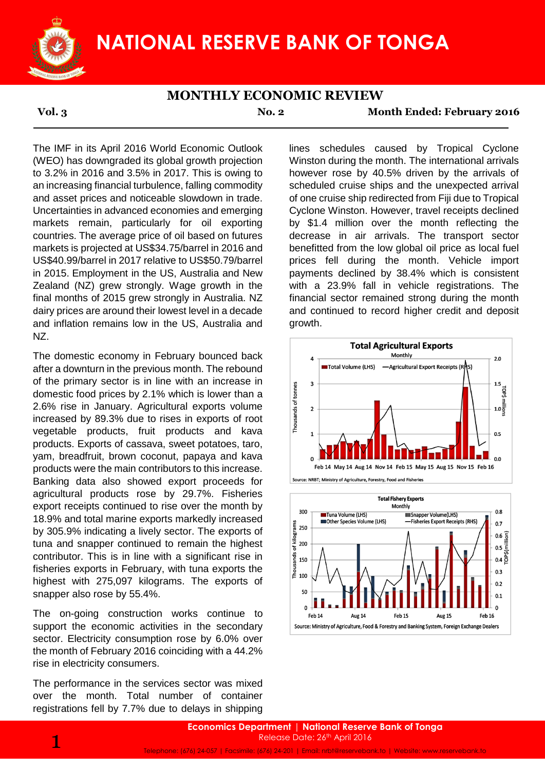# NATIONAL RESERVE BANK OF TONGA

## MONTHLY ECONOMIC REVIEW

**Vol. 3** | **No. 2** | **Month Ended: February 2016**

The IMF in its April 2016 World Economic Outlook (WEO) has downgraded its global growth projection to 3.2% in 2016 and 3.5% in 2017. This is owing to an increasing financial turbulence, falling commodity and asset prices and noticeable slowdown in trade. Uncertainties in advanced economies and emerging markets remain, particularly for oil exporting countries. The average price of oil based on futures markets is projected at US$34.75/barrel in 2016 and US$40.99/barrel in 2017 relative to US$50.79/barrel in 2015. Employment in the US, Australia and New Zealand (NZ) grew strongly. Wage growth in the final months of 2015 grew strongly in Australia. NZ dairy prices are around their lowest level in a decade and inflation remains low in the US, Australia and NZ.

The domestic economy in February bounced back after a downturn in the previous month. The rebound of the primary sector is in line with an increase in domestic food prices by 2.1% which is lower than a 2.6% rise in January. Agricultural exports volume increased by 89.3% due to rises in exports of root vegetable products, fruit products and kava products. Exports of cassava, sweet potatoes, taro, yam, breadfruit, brown coconut, papaya and kava products were the main contributors to this increase. Banking data also showed export proceeds for agricultural products rose by 29.7%. Fisheries export receipts continued to rise over the month by 18.9% and total marine exports markedly increased by 305.9% indicating a lively sector. The exports of tuna and snapper continued to remain the highest contributor. This is in line with a significant rise in fisheries exports in February, with tuna exports the highest with 275,097 kilograms. The exports of snapper also rose by 55.4%.

The on-going construction works continue to support the economic activities in the secondary sector. Electricity consumption rose by 6.0% over the month of February 2016 coinciding with a 44.2% rise in electricity consumers.

The performance in the services sector was mixed over the month. Total number of container registrations fell by 7.7% due to delays in shipping lines schedules caused by Tropical Cyclone Winston during the month. The international arrivals however rose by 40.5% driven by the arrivals of scheduled cruise ships and the unexpected arrival of one cruise ship redirected from Fiji due to Tropical Cyclone Winston. However, travel receipts declined by $1.4 million over the month reflecting the decrease in air arrivals. The transport sector benefitted from the low global oil price as local fuel prices fell during the month. Vehicle import payments declined by 38.4% which is consistent with a 23.9% fall in vehicle registrations. The financial sector remained strong during the month and continued to record higher credit and deposit growth.

**Total Agricultural Exports**
Monthly

Source: NRBT; Ministry of Agriculture, Forestry, Food and Fisheries

**Total Fishery Exports**
Monthly

Source: Ministry of Agriculture, Food & Forestry and Banking System, Foreign Exchange Dealers

**Economics Department | National Reserve Bank of Tonga**
Release Date: 26th April 2016

Telephone: (676) 24-057 | Facsimile: (676) 24-201 | Email: nrbt@reservebank.to | Website: www.reservebank.to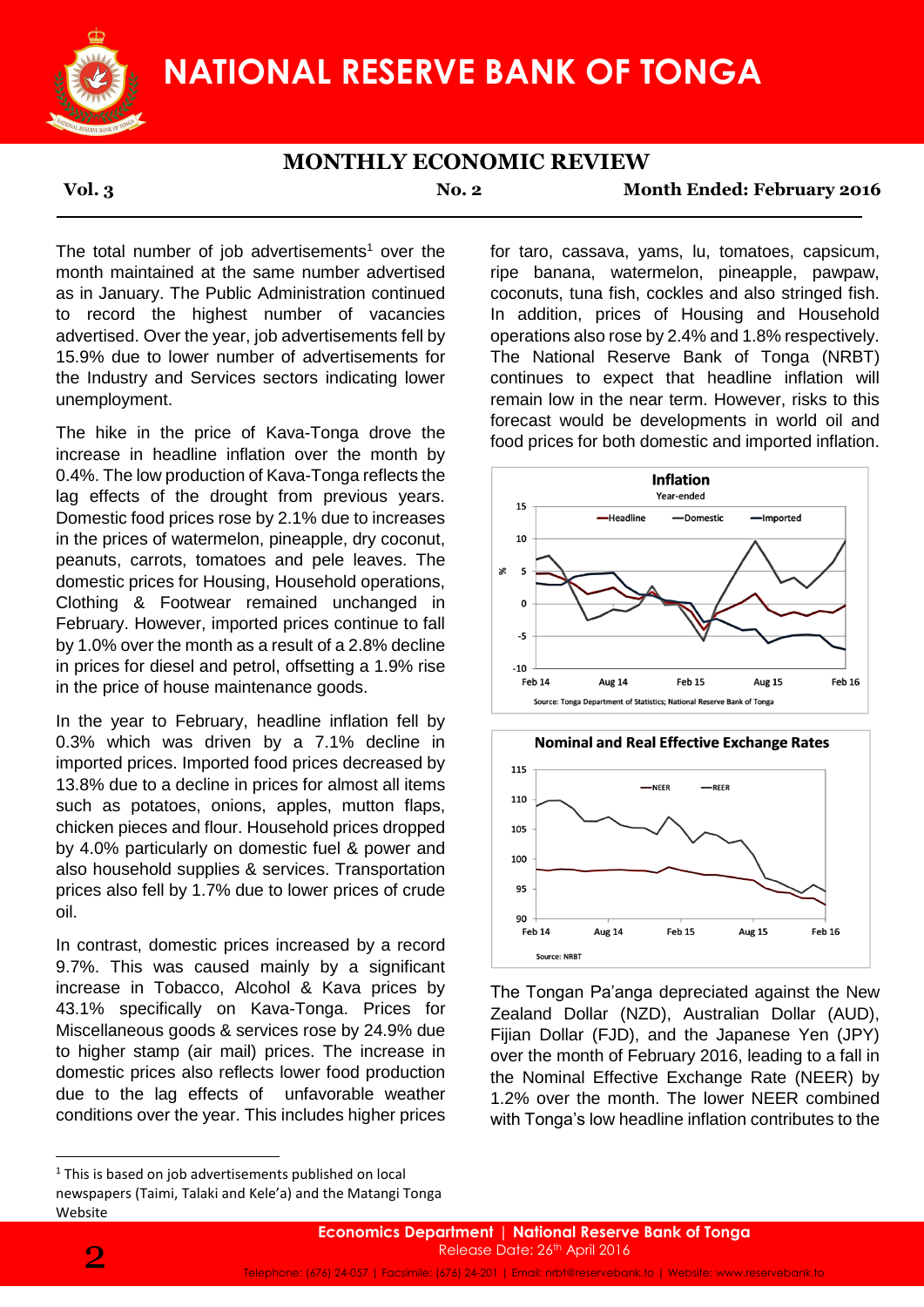# NATIONAL RESERVE BANK OF TONGA

## MONTHLY ECONOMIC REVIEW

**Vol. 3** **No. 2** **Month Ended: February 2016**

The total number of job advertisements[1] over the month maintained at the same number advertised as in January. The Public Administration continued to record the highest number of vacancies advertised. Over the year, job advertisements fell by 15.9% due to lower number of advertisements for the Industry and Services sectors indicating lower unemployment.

The hike in the price of Kava-Tonga drove the increase in headline inflation over the month by 0.4%. The low production of Kava-Tonga reflects the lag effects of the drought from previous years. Domestic food prices rose by 2.1% due to increases in the prices of watermelon, pineapple, dry coconut, peanuts, carrots, tomatoes and pele leaves. The domestic prices for Housing, Household operations, Clothing & Footwear remained unchanged in February. However, imported prices continue to fall by 1.0% over the month as a result of a 2.8% decline in prices for diesel and petrol, offsetting a 1.9% rise in the price of house maintenance goods.

In the year to February, headline inflation fell by 0.3% which was driven by a 7.1% decline in imported prices. Imported food prices decreased by 13.8% due to a decline in prices for almost all items such as potatoes, onions, apples, mutton flaps, chicken pieces and flour. Household prices dropped by 4.0% particularly on domestic fuel & power and also household supplies & services. Transportation prices also fell by 1.7% due to lower prices of crude oil.

In contrast, domestic prices increased by a record 9.7%. This was caused mainly by a significant increase in Tobacco, Alcohol & Kava prices by 43.1% specifically on Kava-Tonga. Prices for Miscellaneous goods & services rose by 24.9% due to higher stamp (air mail) prices. The increase in domestic prices also reflects lower food production due to the lag effects of unfavorable weather conditions over the year. This includes higher prices for taro, cassava, yams, lu, tomatoes, capsicum, ripe banana, watermelon, pineapple, pawpaw, coconuts, tuna fish, cockles and also stringed fish. In addition, prices of Housing and Household operations also rose by 2.4% and 1.8% respectively. The National Reserve Bank of Tonga (NRBT) continues to expect that headline inflation will remain low in the near term. However, risks to this forecast would be developments in world oil and food prices for both domestic and imported inflation.

**Inflation**
Year-ended

Source: Tonga Department of Statistics; National Reserve Bank of Tonga

**Nominal and Real Effective Exchange Rates**

Source: NRBT

The Tongan Pa'anga depreciated against the New Zealand Dollar (NZD), Australian Dollar (AUD), Fijian Dollar (FJD), and the Japanese Yen (JPY) over the month of February 2016, leading to a fall in the Nominal Effective Exchange Rate (NEER) by 1.2% over the month. The lower NEER combined with Tonga's low headline inflation contributes to the

[1] This is based on job advertisements published on local newspapers (Taimi, Talaki and Kele'a) and the Matangi Tonga Website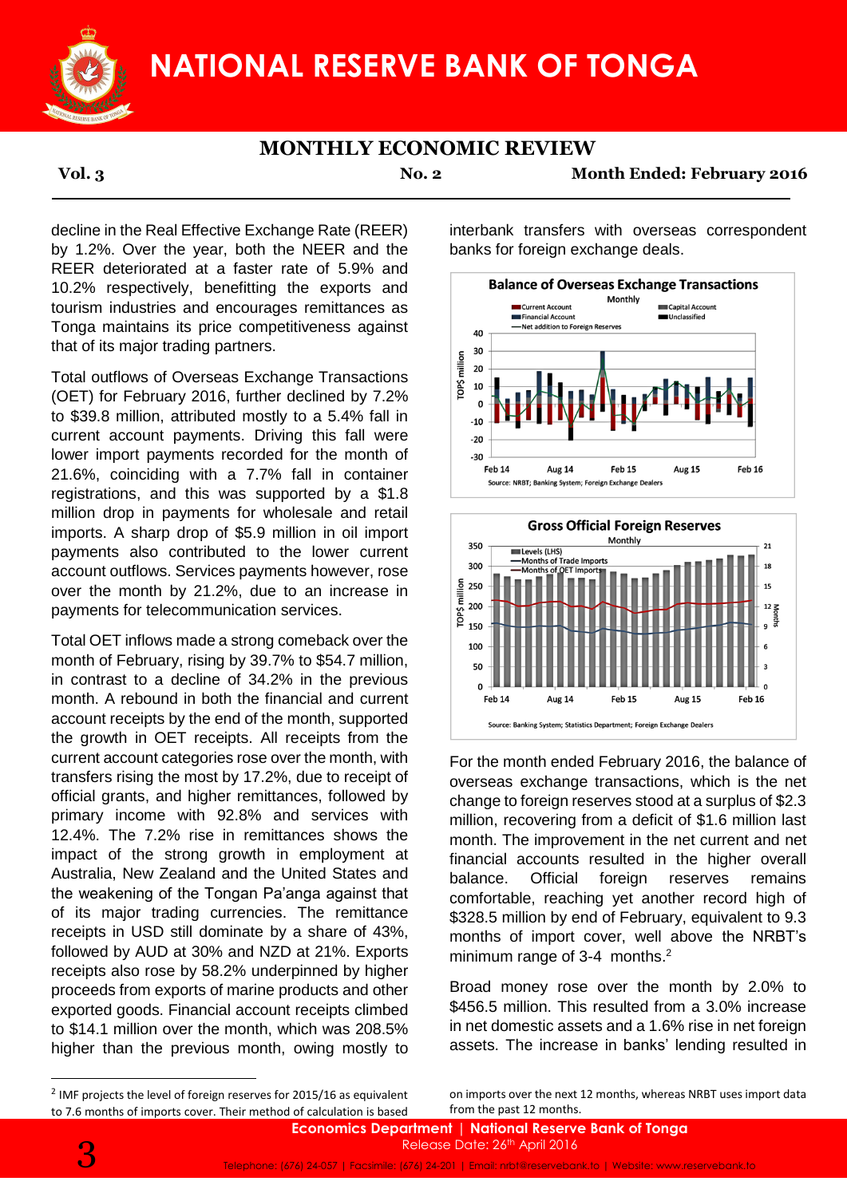decline in the Real Effective Exchange Rate (REER) by 1.2%. Over the year, both the NEER and the REER deteriorated at a faster rate of 5.9% and 10.2% respectively, benefitting the exports and tourism industries and encourages remittances as Tonga maintains its price competitiveness against that of its major trading partners.

Total outflows of Overseas Exchange Transactions (OET) for February 2016, further declined by 7.2% to $39.8 million, attributed mostly to a 5.4% fall in current account payments. Driving this fall were lower import payments recorded for the month of 21.6%, coinciding with a 7.7% fall in container registrations, and this was supported by a $1.8 million drop in payments for wholesale and retail imports. A sharp drop of $5.9 million in oil import payments also contributed to the lower current account outflows. Services payments however, rose over the month by 21.2%, due to an increase in payments for telecommunication services.

Total OET inflows made a strong comeback over the month of February, rising by 39.7% to $54.7 million, in contrast to a decline of 34.2% in the previous month. A rebound in both the financial and current account receipts by the end of the month, supported the growth in OET receipts. All receipts from the current account categories rose over the month, with transfers rising the most by 17.2%, due to receipt of official grants, and higher remittances, followed by primary income with 92.8% and services with 12.4%. The 7.2% rise in remittances shows the impact of the strong growth in employment at Australia, New Zealand and the United States and the weakening of the Tongan Pa'anga against that of its major trading currencies. The remittance receipts in USD still dominate by a share of 43%, followed by AUD at 30% and NZD at 21%. Exports receipts also rose by 58.2% underpinned by higher proceeds from exports of marine products and other exported goods. Financial account receipts climbed to $14.1 million over the month, which was 208.5% higher than the previous month, owing mostly to interbank transfers with overseas correspondent banks for foreign exchange deals.

**Balance of Overseas Exchange Transactions**
Monthly

Source: NRBT; Banking System; Foreign Exchange Dealers

**Gross Official Foreign Reserves**
Monthly

Source: Banking System; Statistics Department; Foreign Exchange Dealers

For the month ended February 2016, the balance of overseas exchange transactions, which is the net change to foreign reserves stood at a surplus of $2.3 million, recovering from a deficit of $1.6 million last month. The improvement in the net current and net financial accounts resulted in the higher overall balance. Official foreign reserves remains comfortable, reaching yet another record high of $328.5 million by end of February, equivalent to 9.3 months of import cover, well above the NRBT's minimum range of 3-4 months.[2]

Broad money rose over the month by 2.0% to $456.5 million. This resulted from a 3.0% increase in net domestic assets and a 1.6% rise in net foreign assets. The increase in banks' lending resulted in

[2] IMF projects the level of foreign reserves for 2015/16 as equivalent to 7.6 months of imports cover. Their method of calculation is based on imports over the next 12 months, whereas NRBT uses import data from the past 12 months.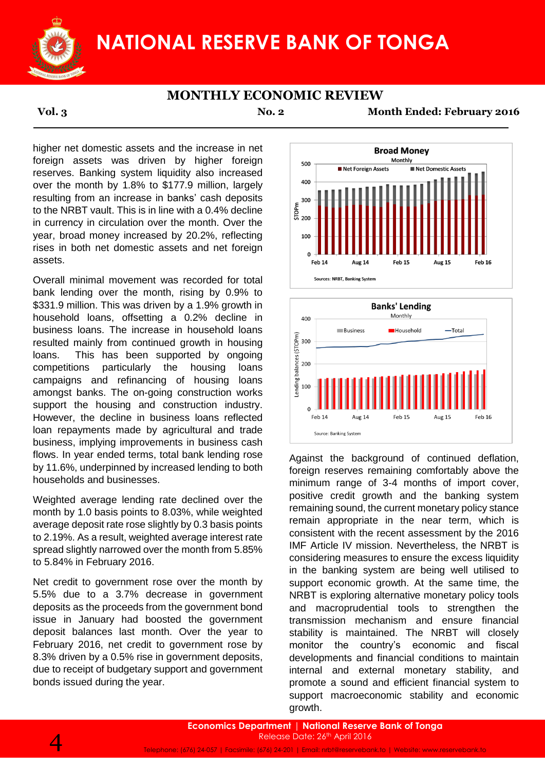higher net domestic assets and the increase in net foreign assets was driven by higher foreign reserves. Banking system liquidity also increased over the month by 1.8% to $177.9 million, largely resulting from an increase in banks' cash deposits to the NRBT vault. This is in line with a 0.4% decline in currency in circulation over the month. Over the year, broad money increased by 20.2%, reflecting rises in both net domestic assets and net foreign assets.

Overall minimal movement was recorded for total bank lending over the month, rising by 0.9% to $331.9 million. This was driven by a 1.9% growth in household loans, offsetting a 0.2% decline in business loans. The increase in household loans resulted mainly from continued growth in housing loans. This has been supported by ongoing competitions particularly the housing loans campaigns and refinancing of housing loans amongst banks. The on-going construction works support the housing and construction industry. However, the decline in business loans reflected loan repayments made by agricultural and trade business, implying improvements in business cash flows. In year ended terms, total bank lending rose by 11.6%, underpinned by increased lending to both households and businesses.

Weighted average lending rate declined over the month by 1.0 basis points to 8.03%, while weighted average deposit rate rose slightly by 0.3 basis points to 2.19%. As a result, weighted average interest rate spread slightly narrowed over the month from 5.85% to 5.84% in February 2016.

Net credit to government rose over the month by 5.5% due to a 3.7% decrease in government deposits as the proceeds from the government bond issue in January had boosted the government deposit balances last month. Over the year to February 2016, net credit to government rose by 8.3% driven by a 0.5% rise in government deposits, due to receipt of budgetary support and government bonds issued during the year.

Broad Money
Monthly
Net Foreign Assets
Net Domestic Assets
$TOPm
500
400
300
200
100
0
Feb 14
Aug 14
Feb 15
Aug 15
Feb 16
Sources: NRBT, Banking System

Banks' Lending
Monthly
Business
Household
Total
Lending balances ($TOPm)
400
300
200
100
0
Feb 14
Aug 14
Feb 15
Aug 15
Feb 16
Source: Banking System

Against the background of continued deflation, foreign reserves remaining comfortably above the minimum range of 3-4 months of import cover, positive credit growth and the banking system remaining sound, the current monetary policy stance remain appropriate in the near term, which is consistent with the recent assessment by the 2016 IMF Article IV mission. Nevertheless, the NRBT is considering measures to ensure the excess liquidity in the banking system are being well utilised to support economic growth. At the same time, the NRBT is exploring alternative monetary policy tools and macroprudential tools to strengthen the transmission mechanism and ensure financial stability is maintained. The NRBT will closely monitor the country's economic and fiscal developments and financial conditions to maintain internal and external monetary stability, and promote a sound and efficient financial system to support macroeconomic stability and economic growth.

**Economics Department | National Reserve Bank of Tonga**
Release Date: 26th April 2016
Telephone: (676) 24-057 | Facsimile: (676) 24-201 | Email: nrbt@reservebank.to | Website: www.reservebank.to